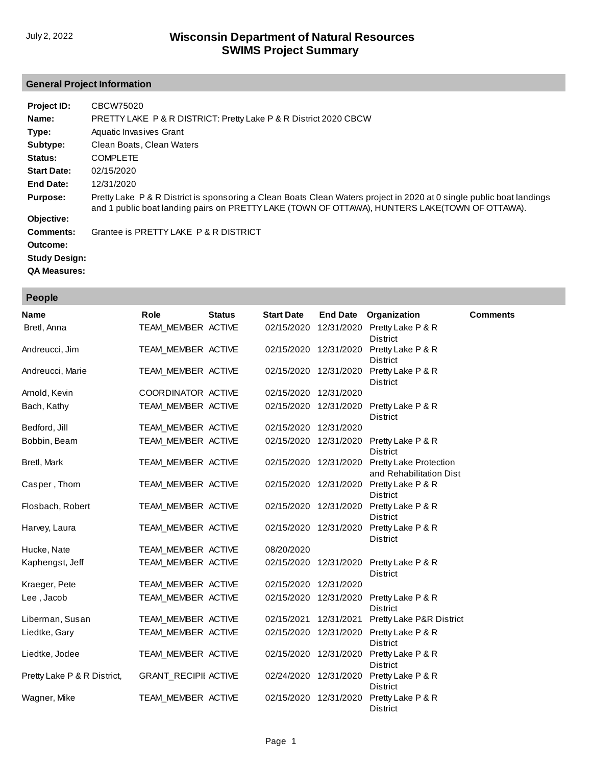July 2, 2022

# Wisconsin Department of Natural Resources
# SWIMS Project Summary

## General Project Information

**Project ID:** CBCW75020

**Name:** PRETTY LAKE P & R DISTRICT: Pretty Lake P & R District 2020 CBCW

**Type:** Aquatic Invasives Grant

**Subtype:** Clean Boats, Clean Waters

**Status:** COMPLETE

**Start Date:** 02/15/2020

**End Date:** 12/31/2020

**Purpose:** Pretty Lake P & R District is sponsoring a Clean Boats Clean Waters project in 2020 at 0 single public boat landings and 1 public boat landing pairs on PRETTY LAKE (TOWN OF OTTAWA), HUNTERS LAKE(TOWN OF OTTAWA).

**Objective:**

**Comments:** Grantee is PRETTY LAKE P & R DISTRICT

**Outcome:**

**Study Design:**

**QA Measures:**

## People

| Name | Role | Status | Start Date | End Date | Organization | Comments |
|---|---|---|---|---|---|---|
| Bretl, Anna | TEAM_MEMBER | ACTIVE | 02/15/2020 | 12/31/2020 | Pretty Lake P & R District | |
| Andreucci, Jim | TEAM_MEMBER | ACTIVE | 02/15/2020 | 12/31/2020 | Pretty Lake P & R District | |
| Andreucci, Marie | TEAM_MEMBER | ACTIVE | 02/15/2020 | 12/31/2020 | Pretty Lake P & R District | |
| Arnold, Kevin | COORDINATOR | ACTIVE | 02/15/2020 | 12/31/2020 | | |
| Bach, Kathy | TEAM_MEMBER | ACTIVE | 02/15/2020 | 12/31/2020 | Pretty Lake P & R District | |
| Bedford, Jill | TEAM_MEMBER | ACTIVE | 02/15/2020 | 12/31/2020 | | |
| Bobbin, Beam | TEAM_MEMBER | ACTIVE | 02/15/2020 | 12/31/2020 | Pretty Lake P & R District | |
| Bretl, Mark | TEAM_MEMBER | ACTIVE | 02/15/2020 | 12/31/2020 | Pretty Lake Protection and Rehabilitation Dist | |
| Casper , Thom | TEAM_MEMBER | ACTIVE | 02/15/2020 | 12/31/2020 | Pretty Lake P & R District | |
| Flosbach, Robert | TEAM_MEMBER | ACTIVE | 02/15/2020 | 12/31/2020 | Pretty Lake P & R District | |
| Harvey, Laura | TEAM_MEMBER | ACTIVE | 02/15/2020 | 12/31/2020 | Pretty Lake P & R District | |
| Hucke, Nate | TEAM_MEMBER | ACTIVE | 08/20/2020 | | | |
| Kaphengst, Jeff | TEAM_MEMBER | ACTIVE | 02/15/2020 | 12/31/2020 | Pretty Lake P & R District | |
| Kraeger, Pete | TEAM_MEMBER | ACTIVE | 02/15/2020 | 12/31/2020 | | |
| Lee , Jacob | TEAM_MEMBER | ACTIVE | 02/15/2020 | 12/31/2020 | Pretty Lake P & R District | |
| Liberman, Susan | TEAM_MEMBER | ACTIVE | 02/15/2021 | 12/31/2021 | Pretty Lake P&R District | |
| Liedtke, Gary | TEAM_MEMBER | ACTIVE | 02/15/2020 | 12/31/2020 | Pretty Lake P & R District | |
| Liedtke, Jodee | TEAM_MEMBER | ACTIVE | 02/15/2020 | 12/31/2020 | Pretty Lake P & R District | |
| Pretty Lake P & R District, | GRANT_RECIPII | ACTIVE | 02/24/2020 | 12/31/2020 | Pretty Lake P & R District | |
| Wagner, Mike | TEAM_MEMBER | ACTIVE | 02/15/2020 | 12/31/2020 | Pretty Lake P & R District | |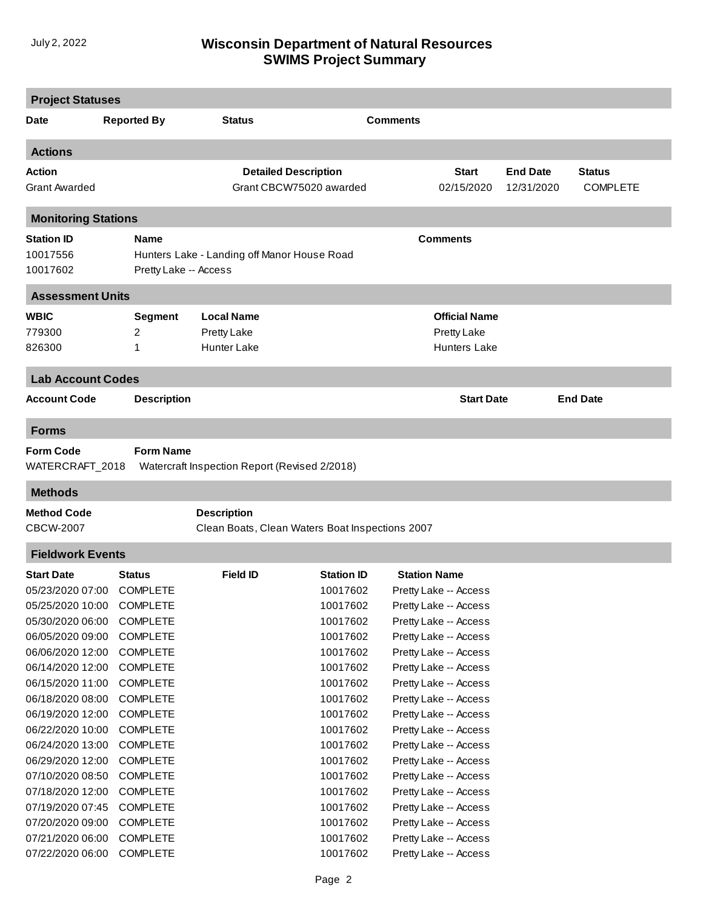# Wisconsin Department of Natural Resources
# SWIMS Project Summary

July 2, 2022

## Project Statuses

| Date | Reported By | Status | Comments |
|---|---|---|---|

## Actions

| Action | Detailed Description | Start | End Date | Status |
|---|---|---|---|---|
| Grant Awarded | Grant CBCW75020 awarded | 02/15/2020 | 12/31/2020 | COMPLETE |

## Monitoring Stations

| Station ID | Name | Comments |
|---|---|---|
| 10017556 | Hunters Lake - Landing off Manor House Road | |
| 10017602 | Pretty Lake -- Access | |

## Assessment Units

| WBIC | Segment | Local Name | Official Name |
|---|---|---|---|
| 779300 | 2 | Pretty Lake | Pretty Lake |
| 826300 | 1 | Hunter Lake | Hunters Lake |

## Lab Account Codes

| Account Code | Description | Start Date | End Date |
|---|---|---|---|

## Forms

| Form Code | Form Name |
|---|---|
| WATERCRAFT_2018 | Watercraft Inspection Report (Revised 2/2018) |

## Methods

| Method Code | Description |
|---|---|
| CBCW-2007 | Clean Boats, Clean Waters Boat Inspections 2007 |

## Fieldwork Events

| Start Date | Status | Field ID | Station ID | Station Name |
|---|---|---|---|---|
| 05/23/2020 07:00 | COMPLETE | | 10017602 | Pretty Lake -- Access |
| 05/25/2020 10:00 | COMPLETE | | 10017602 | Pretty Lake -- Access |
| 05/30/2020 06:00 | COMPLETE | | 10017602 | Pretty Lake -- Access |
| 06/05/2020 09:00 | COMPLETE | | 10017602 | Pretty Lake -- Access |
| 06/06/2020 12:00 | COMPLETE | | 10017602 | Pretty Lake -- Access |
| 06/14/2020 12:00 | COMPLETE | | 10017602 | Pretty Lake -- Access |
| 06/15/2020 11:00 | COMPLETE | | 10017602 | Pretty Lake -- Access |
| 06/18/2020 08:00 | COMPLETE | | 10017602 | Pretty Lake -- Access |
| 06/19/2020 12:00 | COMPLETE | | 10017602 | Pretty Lake -- Access |
| 06/22/2020 10:00 | COMPLETE | | 10017602 | Pretty Lake -- Access |
| 06/24/2020 13:00 | COMPLETE | | 10017602 | Pretty Lake -- Access |
| 06/29/2020 12:00 | COMPLETE | | 10017602 | Pretty Lake -- Access |
| 07/10/2020 08:50 | COMPLETE | | 10017602 | Pretty Lake -- Access |
| 07/18/2020 12:00 | COMPLETE | | 10017602 | Pretty Lake -- Access |
| 07/19/2020 07:45 | COMPLETE | | 10017602 | Pretty Lake -- Access |
| 07/20/2020 09:00 | COMPLETE | | 10017602 | Pretty Lake -- Access |
| 07/21/2020 06:00 | COMPLETE | | 10017602 | Pretty Lake -- Access |
| 07/22/2020 06:00 | COMPLETE | | 10017602 | Pretty Lake -- Access |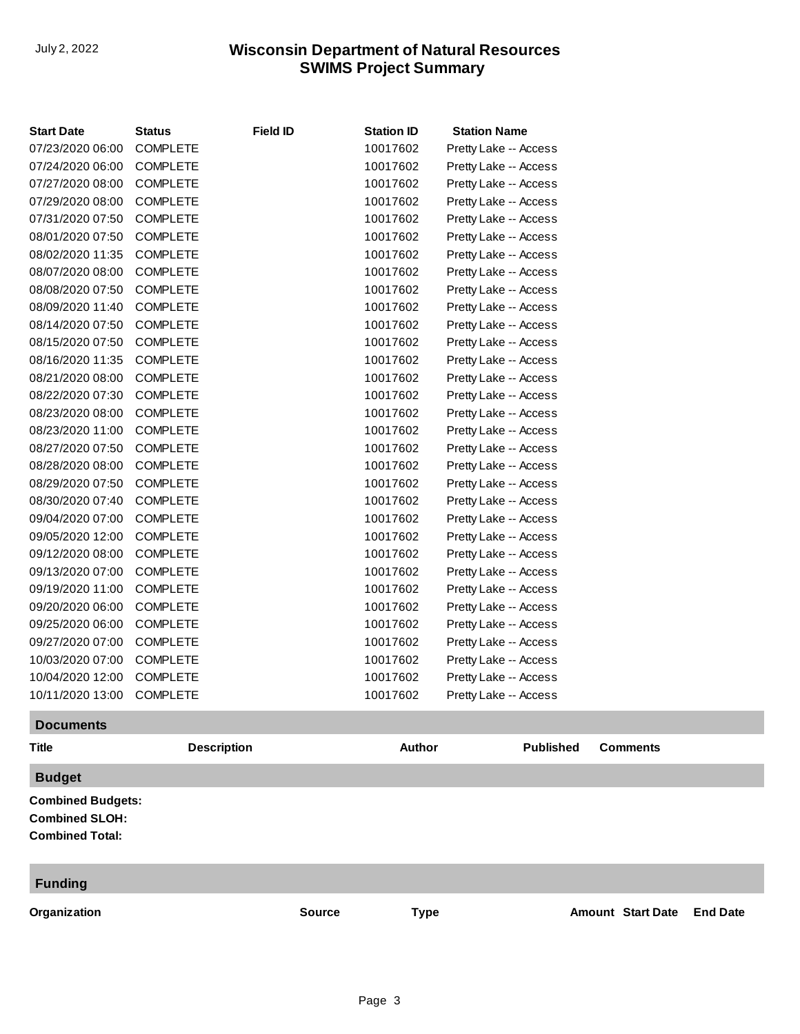| Start Date | Status | Field ID | Station ID | Station Name |
| --- | --- | --- | --- | --- |
| 07/23/2020 06:00 | COMPLETE | | 10017602 | Pretty Lake -- Access |
| 07/24/2020 06:00 | COMPLETE | | 10017602 | Pretty Lake -- Access |
| 07/27/2020 08:00 | COMPLETE | | 10017602 | Pretty Lake -- Access |
| 07/29/2020 08:00 | COMPLETE | | 10017602 | Pretty Lake -- Access |
| 07/31/2020 07:50 | COMPLETE | | 10017602 | Pretty Lake -- Access |
| 08/01/2020 07:50 | COMPLETE | | 10017602 | Pretty Lake -- Access |
| 08/02/2020 11:35 | COMPLETE | | 10017602 | Pretty Lake -- Access |
| 08/07/2020 08:00 | COMPLETE | | 10017602 | Pretty Lake -- Access |
| 08/08/2020 07:50 | COMPLETE | | 10017602 | Pretty Lake -- Access |
| 08/09/2020 11:40 | COMPLETE | | 10017602 | Pretty Lake -- Access |
| 08/14/2020 07:50 | COMPLETE | | 10017602 | Pretty Lake -- Access |
| 08/15/2020 07:50 | COMPLETE | | 10017602 | Pretty Lake -- Access |
| 08/16/2020 11:35 | COMPLETE | | 10017602 | Pretty Lake -- Access |
| 08/21/2020 08:00 | COMPLETE | | 10017602 | Pretty Lake -- Access |
| 08/22/2020 07:30 | COMPLETE | | 10017602 | Pretty Lake -- Access |
| 08/23/2020 08:00 | COMPLETE | | 10017602 | Pretty Lake -- Access |
| 08/23/2020 11:00 | COMPLETE | | 10017602 | Pretty Lake -- Access |
| 08/27/2020 07:50 | COMPLETE | | 10017602 | Pretty Lake -- Access |
| 08/28/2020 08:00 | COMPLETE | | 10017602 | Pretty Lake -- Access |
| 08/29/2020 07:50 | COMPLETE | | 10017602 | Pretty Lake -- Access |
| 08/30/2020 07:40 | COMPLETE | | 10017602 | Pretty Lake -- Access |
| 09/04/2020 07:00 | COMPLETE | | 10017602 | Pretty Lake -- Access |
| 09/05/2020 12:00 | COMPLETE | | 10017602 | Pretty Lake -- Access |
| 09/12/2020 08:00 | COMPLETE | | 10017602 | Pretty Lake -- Access |
| 09/13/2020 07:00 | COMPLETE | | 10017602 | Pretty Lake -- Access |
| 09/19/2020 11:00 | COMPLETE | | 10017602 | Pretty Lake -- Access |
| 09/20/2020 06:00 | COMPLETE | | 10017602 | Pretty Lake -- Access |
| 09/25/2020 06:00 | COMPLETE | | 10017602 | Pretty Lake -- Access |
| 09/27/2020 07:00 | COMPLETE | | 10017602 | Pretty Lake -- Access |
| 10/03/2020 07:00 | COMPLETE | | 10017602 | Pretty Lake -- Access |
| 10/04/2020 12:00 | COMPLETE | | 10017602 | Pretty Lake -- Access |
| 10/11/2020 13:00 | COMPLETE | | 10017602 | Pretty Lake -- Access |

## Documents

| Title | Description | Author | Published | Comments |
| --- | --- | --- | --- | --- |

## Budget

**Combined Budgets:**

**Combined SLOH:**

**Combined Total:**

## Funding

| Organization | Source | Type | Amount | Start Date | End Date |
| --- | --- | --- | --- | --- | --- |